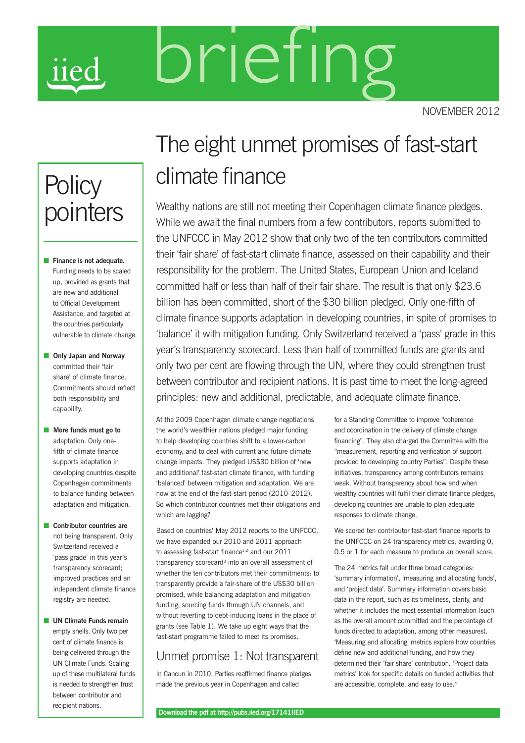iied

# briefing

NOVEMBER 2012

# The eight unmet promises of fast-start climate finance

Wealthy nations are still not meeting their Copenhagen climate finance pledges. While we await the final numbers from a few contributors, reports submitted to the UNFCCC in May 2012 show that only two of the ten contributors committed their 'fair share' of fast-start climate finance, assessed on their capability and their responsibility for the problem. The United States, European Union and Iceland committed half or less than half of their fair share. The result is that only $23.6 billion has been committed, short of the $30 billion pledged. Only one-fifth of climate finance supports adaptation in developing countries, in spite of promises to 'balance' it with mitigation funding. Only Switzerland received a 'pass' grade in this year's transparency scorecard. Less than half of committed funds are grants and only two per cent are flowing through the UN, where they could strengthen trust between contributor and recipient nations. It is past time to meet the long-agreed principles: new and additional, predictable, and adequate climate finance.

## Policy pointers

- **Finance is not adequate.** Funding needs to be scaled up, provided as grants that are new and additional to Official Development Assistance, and targeted at the countries particularly vulnerable to climate change.
- **Only Japan and Norway** committed their 'fair share' of climate finance. Commitments should reflect both responsibility and capability.
- **More funds must go to** adaptation. Only one-fifth of climate finance supports adaptation in developing countries despite Copenhagen commitments to balance funding between adaptation and mitigation.
- **Contributor countries are** not being transparent. Only Switzerland received a 'pass grade' in this year's transparency scorecard; improved practices and an independent climate finance registry are needed.
- **UN Climate Funds remain** empty shells. Only two per cent of climate finance is being delivered through the UN Climate Funds. Scaling up of these multilateral funds is needed to strengthen trust between contributor and recipient nations.

At the 2009 Copenhagen climate change negotiations the world's wealthier nations pledged major funding to help developing countries shift to a lower-carbon economy, and to deal with current and future climate change impacts. They pledged US$30 billion of 'new and additional' fast-start climate finance, with funding 'balanced' between mitigation and adaptation. We are now at the end of the fast-start period (2010–2012). So which contributor countries met their obligations and which are lagging?

Based on countries' May 2012 reports to the UNFCCC, we have expanded our 2010 and 2011 approach to assessing fast-start finance[1,2] and our 2011 transparency scorecard[3] into an overall assessment of whether the ten contributors met their commitments: to transparently provide a fair-share of the US$30 billion promised, while balancing adaptation and mitigation funding, sourcing funds through UN channels, and without reverting to debt-inducing loans in the place of grants (see Table 1). We take up eight ways that the fast-start programme failed to meet its promises.

## Unmet promise 1: Not transparent

In Cancun in 2010, Parties reaffirmed finance pledges made the previous year in Copenhagen and called for a Standing Committee to improve "coherence and coordination in the delivery of climate change financing". They also charged the Committee with the "measurement, reporting and verification of support provided to developing country Parties". Despite these initiatives, transparency among contributors remains weak. Without transparency about how and when wealthy countries will fulfil their climate finance pledges, developing countries are unable to plan adequate responses to climate change.

We scored ten contributor fast-start finance reports to the UNFCCC on 24 transparency metrics, awarding 0, 0.5 or 1 for each measure to produce an overall score.

The 24 metrics fall under three broad categories: 'summary information', 'measuring and allocating funds', and 'project data'. Summary information covers basic data in the report, such as its timeliness, clarity, and whether it includes the most essential information (such as the overall amount committed and the percentage of funds directed to adaptation, among other measures). 'Measuring and allocating' metrics explore how countries define new and additional funding, and how they determined their 'fair share' contribution. 'Project data metrics' look for specific details on funded activities that are accessible, complete, and easy to use.[4]

Download the pdf at http://pubs.iied.org/17141IIED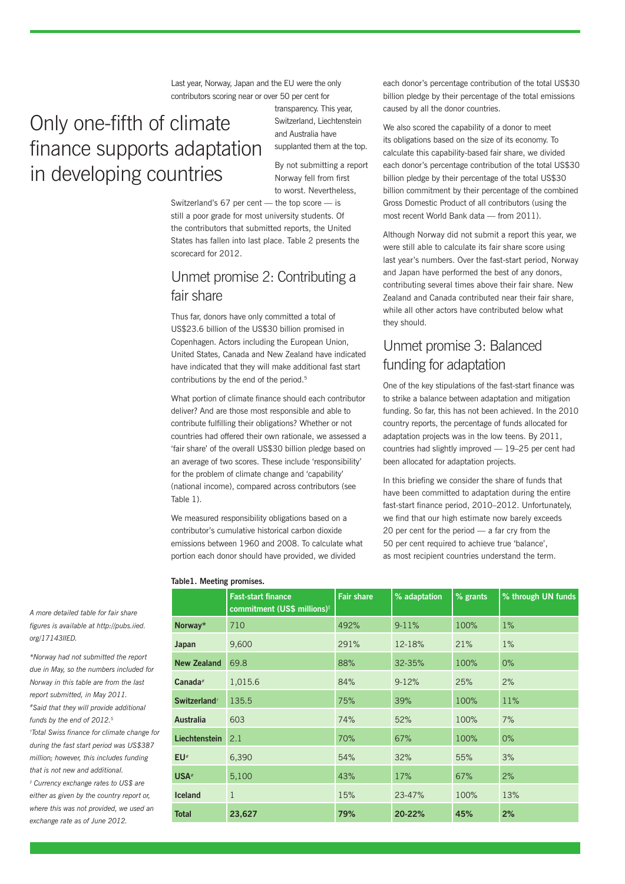# Only one-fifth of climate finance supports adaptation in developing countries

Last year, Norway, Japan and the EU were the only contributors scoring near or over 50 per cent for transparency. This year, Switzerland, Liechtenstein and Australia have supplanted them at the top.

By not submitting a report Norway fell from first to worst. Nevertheless, Switzerland's 67 per cent — the top score — is still a poor grade for most university students. Of the contributors that submitted reports, the United States has fallen into last place. Table 2 presents the scorecard for 2012.

## Unmet promise 2: Contributing a fair share

Thus far, donors have only committed a total of US$23.6 billion of the US$30 billion promised in Copenhagen. Actors including the European Union, United States, Canada and New Zealand have indicated have indicated that they will make additional fast start contributions by the end of the period.[5]

What portion of climate finance should each contributor deliver? And are those most responsible and able to contribute fulfilling their obligations? Whether or not countries had offered their own rationale, we assessed a 'fair share' of the overall US$30 billion pledge based on an average of two scores. These include 'responsibility' for the problem of climate change and 'capability' (national income), compared across contributors (see Table 1).

We measured responsibility obligations based on a contributor's cumulative historical carbon dioxide emissions between 1960 and 2008. To calculate what portion each donor should have provided, we divided each donor's percentage contribution of the total US$30 billion pledge by their percentage of the total emissions caused by all the donor countries.

We also scored the capability of a donor to meet its obligations based on the size of its economy. To calculate this capability-based fair share, we divided each donor's percentage contribution of the total US$30 billion pledge by their percentage of the total US$30 billion commitment by their percentage of the combined Gross Domestic Product of all contributors (using the most recent World Bank data — from 2011).

Although Norway did not submit a report this year, we were still able to calculate its fair share score using last year's numbers. Over the fast-start period, Norway and Japan have performed the best of any donors, contributing several times above their fair share. New Zealand and Canada contributed near their fair share, while all other actors have contributed below what they should.

## Unmet promise 3: Balanced funding for adaptation

One of the key stipulations of the fast-start finance was to strike a balance between adaptation and mitigation funding. So far, this has not been achieved. In the 2010 country reports, the percentage of funds allocated for adaptation projects was in the low teens. By 2011, countries had slightly improved — 19–25 per cent had been allocated for adaptation projects.

In this briefing we consider the share of funds that have been committed to adaptation during the entire fast-start finance period, 2010–2012. Unfortunately, we find that our high estimate now barely exceeds 20 per cent for the period — a far cry from the 50 per cent required to achieve true 'balance', as most recipient countries understand the term.

**Table1. Meeting promises.**

| | Fast-start finance commitment (US$ millions)[‡] | Fair share | % adaptation | % grants | % through UN funds |
|---|---|---|---|---|---|
| **Norway*** | 710 | 492% | 9-11% | 100% | 1% |
| **Japan** | 9,600 | 291% | 12-18% | 21% | 1% |
| **New Zealand** | 69.8 | 88% | 32-35% | 100% | 0% |
| **Canada[#]** | 1,015.6 | 84% | 9-12% | 25% | 2% |
| **Switzerland[†]** | 135.5 | 75% | 39% | 100% | 11% |
| **Australia** | 603 | 74% | 52% | 100% | 7% |
| **Liechtenstein** | 2.1 | 70% | 67% | 100% | 0% |
| **EU[#]** | 6,390 | 54% | 32% | 55% | 3% |
| **USA[#]** | 5,100 | 43% | 17% | 67% | 2% |
| **Iceland** | 1 | 15% | 23-47% | 100% | 13% |
| **Total** | **23,627** | **79%** | **20-22%** | **45%** | **2%** |

*A more detailed table for fair share figures is available at http://pubs.iied.org/17143IIED.*

*\*Norway had not submitted the report due in May, so the numbers included for Norway in this table are from the last report submitted, in May 2011.*

*# Said that they will provide additional funds by the end of 2012.[5]*

*† Total Swiss finance for climate change for during the fast start period was US$387 million; however, this includes funding that is not new and additional.*

*‡ Currency exchange rates to US$ are either as given by the country report or, where this was not provided, we used an exchange rate as of June 2012.*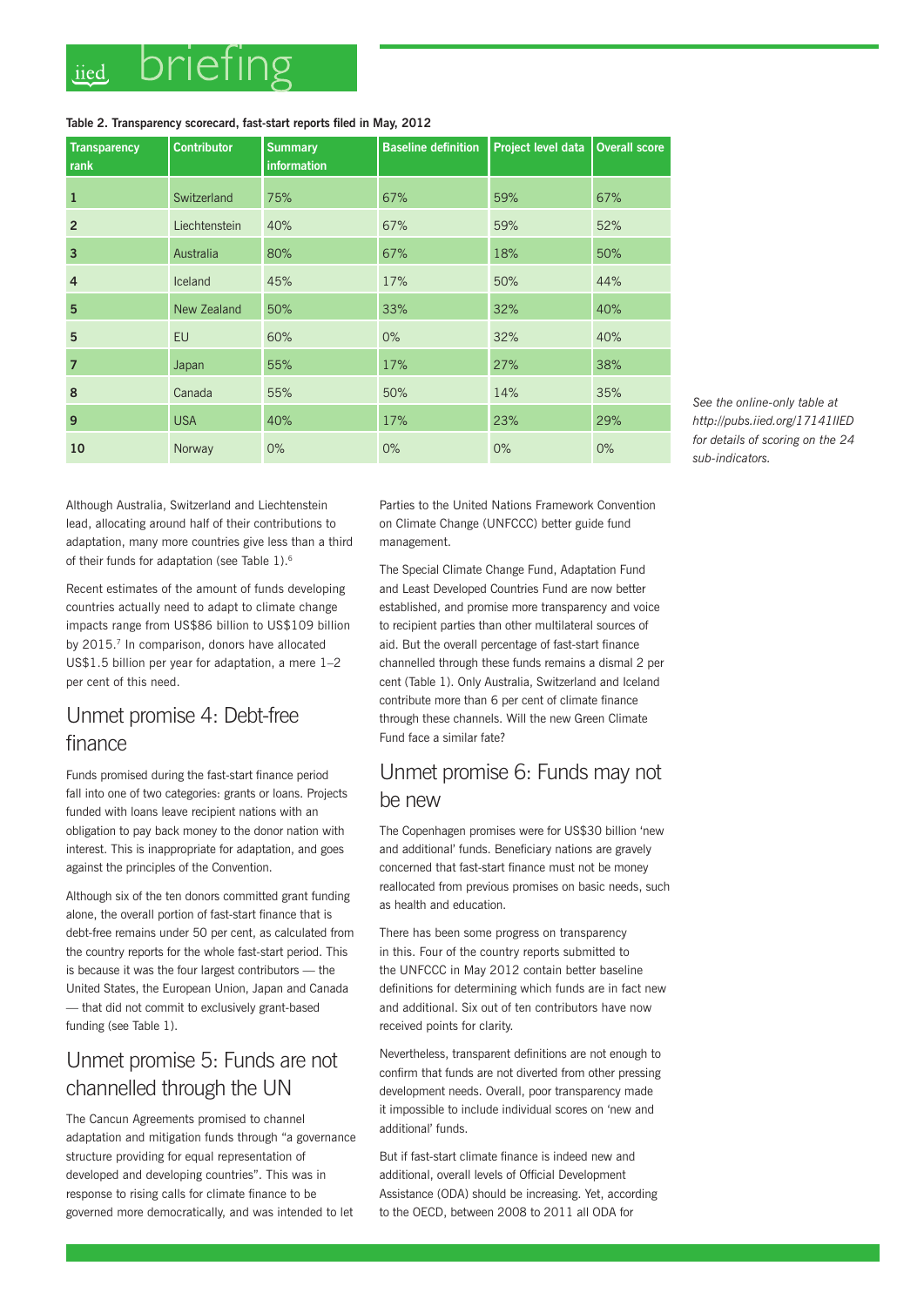**Table 2. Transparency scorecard, fast-start reports filed in May, 2012**

| Transparency rank | Contributor | Summary information | Baseline definition | Project level data | Overall score |
|---|---|---|---|---|---|
| 1 | Switzerland | 75% | 67% | 59% | 67% |
| 2 | Liechtenstein | 40% | 67% | 59% | 52% |
| 3 | Australia | 80% | 67% | 18% | 50% |
| 4 | Iceland | 45% | 17% | 50% | 44% |
| 5 | New Zealand | 50% | 33% | 32% | 40% |
| 5 | EU | 60% | 0% | 32% | 40% |
| 7 | Japan | 55% | 17% | 27% | 38% |
| 8 | Canada | 55% | 50% | 14% | 35% |
| 9 | USA | 40% | 17% | 23% | 29% |
| 10 | Norway | 0% | 0% | 0% | 0% |

*See the online-only table at http://pubs.iied.org/17141IIED for details of scoring on the 24 sub-indicators.*

Although Australia, Switzerland and Liechtenstein lead, allocating around half of their contributions to adaptation, many more countries give less than a third of their funds for adaptation (see Table 1).[6]

Recent estimates of the amount of funds developing countries actually need to adapt to climate change impacts range from US$86 billion to US$109 billion by 2015.[7] In comparison, donors have allocated US$1.5 billion per year for adaptation, a mere 1–2 per cent of this need.

## Unmet promise 4: Debt-free finance

Funds promised during the fast-start finance period fall into one of two categories: grants or loans. Projects funded with loans leave recipient nations with an obligation to pay back money to the donor nation with interest. This is inappropriate for adaptation, and goes against the principles of the Convention.

Although six of the ten donors committed grant funding alone, the overall portion of fast-start finance that is debt-free remains under 50 per cent, as calculated from the country reports for the whole fast-start period. This is because it was the four largest contributors — the United States, the European Union, Japan and Canada — that did not commit to exclusively grant-based funding (see Table 1).

## Unmet promise 5: Funds are not channelled through the UN

The Cancun Agreements promised to channel adaptation and mitigation funds through "a governance structure providing for equal representation of developed and developing countries". This was in response to rising calls for climate finance to be governed more democratically, and was intended to let Parties to the United Nations Framework Convention on Climate Change (UNFCCC) better guide fund management.

The Special Climate Change Fund, Adaptation Fund and Least Developed Countries Fund are now better established, and promise more transparency and voice to recipient parties than other multilateral sources of aid. But the overall percentage of fast-start finance channelled through these funds remains a dismal 2 per cent (Table 1). Only Australia, Switzerland and Iceland contribute more than 6 per cent of climate finance through these channels. Will the new Green Climate Fund face a similar fate?

## Unmet promise 6: Funds may not be new

The Copenhagen promises were for US$30 billion 'new and additional' funds. Beneficiary nations are gravely concerned that fast-start finance must not be money reallocated from previous promises on basic needs, such as health and education.

There has been some progress on transparency in this. Four of the country reports submitted to the UNFCCC in May 2012 contain better baseline definitions for determining which funds are in fact new and additional. Six out of ten contributors have now received points for clarity.

Nevertheless, transparent definitions are not enough to confirm that funds are not diverted from other pressing development needs. Overall, poor transparency made it impossible to include individual scores on 'new and additional' funds.

But if fast-start climate finance is indeed new and additional, overall levels of Official Development Assistance (ODA) should be increasing. Yet, according to the OECD, between 2008 to 2011 all ODA for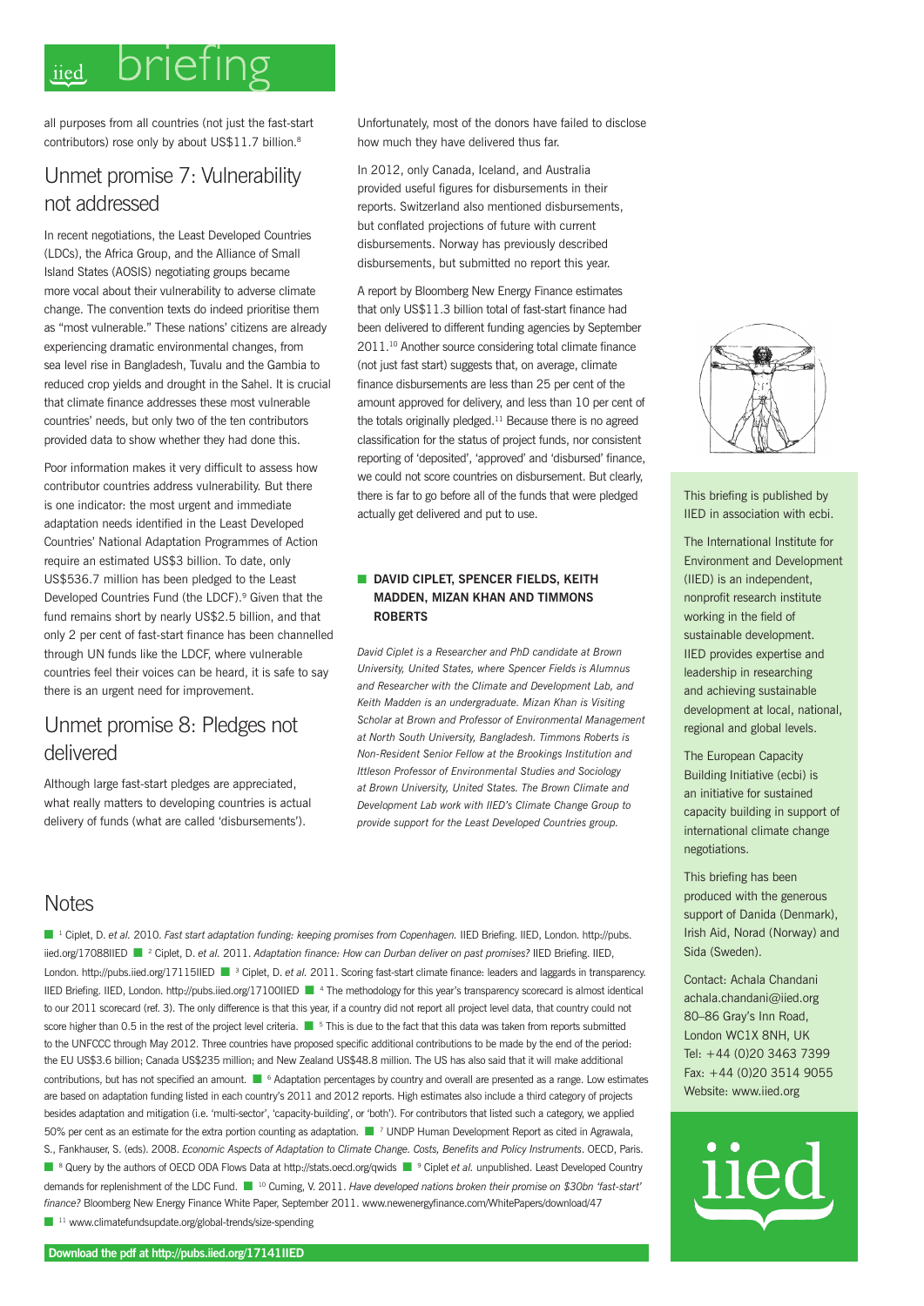all purposes from all countries (not just the fast-start contributors) rose only by about US$11.7 billion.[8]

## Unmet promise 7: Vulnerability not addressed

In recent negotiations, the Least Developed Countries (LDCs), the Africa Group, and the Alliance of Small Island States (AOSIS) negotiating groups became more vocal about their vulnerability to adverse climate change. The convention texts do indeed prioritise them as "most vulnerable." These nations' citizens are already experiencing dramatic environmental changes, from sea level rise in Bangladesh, Tuvalu and the Gambia to reduced crop yields and drought in the Sahel. It is crucial that climate finance addresses these most vulnerable countries' needs, but only two of the ten contributors provided data to show whether they had done this.

Poor information makes it very difficult to assess how contributor countries address vulnerability. But there is one indicator: the most urgent and immediate adaptation needs identified in the Least Developed Countries' National Adaptation Programmes of Action require an estimated US$3 billion. To date, only US$536.7 million has been pledged to the Least Developed Countries Fund (the LDCF).[9] Given that the fund remains short by nearly US$2.5 billion, and that only 2 per cent of fast-start finance has been channelled through UN funds like the LDCF, where vulnerable countries feel their voices can be heard, it is safe to say there is an urgent need for improvement.

## Unmet promise 8: Pledges not delivered

Although large fast-start pledges are appreciated, what really matters to developing countries is actual delivery of funds (what are called 'disbursements').

Unfortunately, most of the donors have failed to disclose how much they have delivered thus far.

In 2012, only Canada, Iceland, and Australia provided useful figures for disbursements in their reports. Switzerland also mentioned disbursements, but conflated projections of future with current disbursements. Norway has previously described disbursements, but submitted no report this year.

A report by Bloomberg New Energy Finance estimates that only US$11.3 billion total of fast-start finance had been delivered to different funding agencies by September 2011.[10] Another source considering total climate finance (not just fast start) suggests that, on average, climate finance disbursements are less than 25 per cent of the amount approved for delivery, and less than 10 per cent of the totals originally pledged.[11] Because there is no agreed classification for the status of project funds, nor consistent reporting of 'deposited', 'approved' and 'disbursed' finance, we could not score countries on disbursement. But clearly, there is far to go before all of the funds that were pledged actually get delivered and put to use.

**DAVID CIPLET, SPENCER FIELDS, KEITH MADDEN, MIZAN KHAN AND TIMMONS ROBERTS**

*David Ciplet is a Researcher and PhD candidate at Brown University, United States, where Spencer Fields is Alumnus and Researcher with the Climate and Development Lab, and Keith Madden is an undergraduate. Mizan Khan is Visiting Scholar at Brown and Professor of Environmental Management at North South University, Bangladesh. Timmons Roberts is Non-Resident Senior Fellow at the Brookings Institution and Ittleson Professor of Environmental Studies and Sociology at Brown University, United States. The Brown Climate and Development Lab work with IIED's Climate Change Group to provide support for the Least Developed Countries group.*

## Notes

[1] Ciplet, D. *et al.* 2010. *Fast start adaptation funding: keeping promises from Copenhagen.* IIED Briefing. IIED, London. http://pubs.iied.org/17088IIED [2] Ciplet, D. *et al.* 2011. *Adaptation finance: How can Durban deliver on past promises?* IIED Briefing. IIED, London. http://pubs.iied.org/17115IIED [3] Ciplet, D. *et al.* 2011. Scoring fast-start climate finance: leaders and laggards in transparency. IIED Briefing. IIED, London. http://pubs.iied.org/17100IIED [4] The methodology for this year's transparency scorecard is almost identical to our 2011 scorecard (ref. 3). The only difference is that this year, if a country did not report all project level data, that country could not score higher than 0.5 in the rest of the project level criteria. [5] This is due to the fact that this data was taken from reports submitted to the UNFCCC through May 2012. Three countries have proposed specific additional contributions to be made by the end of the period: the EU US$3.6 billion; Canada US$235 million; and New Zealand US$48.8 million. The US has also said that it will make additional contributions, but has not specified an amount. [6] Adaptation percentages by country and overall are presented as a range. Low estimates are based on adaptation funding listed in each country's 2011 and 2012 reports. High estimates also include a third category of projects besides adaptation and mitigation (i.e. 'multi-sector', 'capacity-building', or 'both'). For contributors that listed such a category, we applied 50% per cent as an estimate for the extra portion counting as adaptation. [7] UNDP Human Development Report as cited in Agrawala, S., Fankhauser, S. (eds). 2008. *Economic Aspects of Adaptation to Climate Change. Costs, Benefits and Policy Instruments*. OECD, Paris. [8] Query by the authors of OECD ODA Flows Data at http://stats.oecd.org/qwids [9] Ciplet *et al.* unpublished. Least Developed Country demands for replenishment of the LDC Fund. [10] Cuming, V. 2011. *Have developed nations broken their promise on $30bn 'fast-start' finance?* Bloomberg New Energy Finance White Paper, September 2011. www.newenergyfinance.com/WhitePapers/download/47 [11] www.climatefundsupdate.org/global-trends/size-spending

This briefing is published by IIED in association with ecbi.

The International Institute for Environment and Development (IIED) is an independent, nonprofit research institute working in the field of sustainable development. IIED provides expertise and leadership in researching and achieving sustainable development at local, national, regional and global levels.

The European Capacity Building Initiative (ecbi) is an initiative for sustained capacity building in support of international climate change negotiations.

This briefing has been produced with the generous support of Danida (Denmark), Irish Aid, Norad (Norway) and Sida (Sweden).

Contact: Achala Chandani
achala.chandani@iied.org
80–86 Gray's Inn Road, London WC1X 8NH, UK
Tel: +44 (0)20 3463 7399
Fax: +44 (0)20 3514 9055
Website: www.iied.org

Download the pdf at http://pubs.iied.org/17141IIED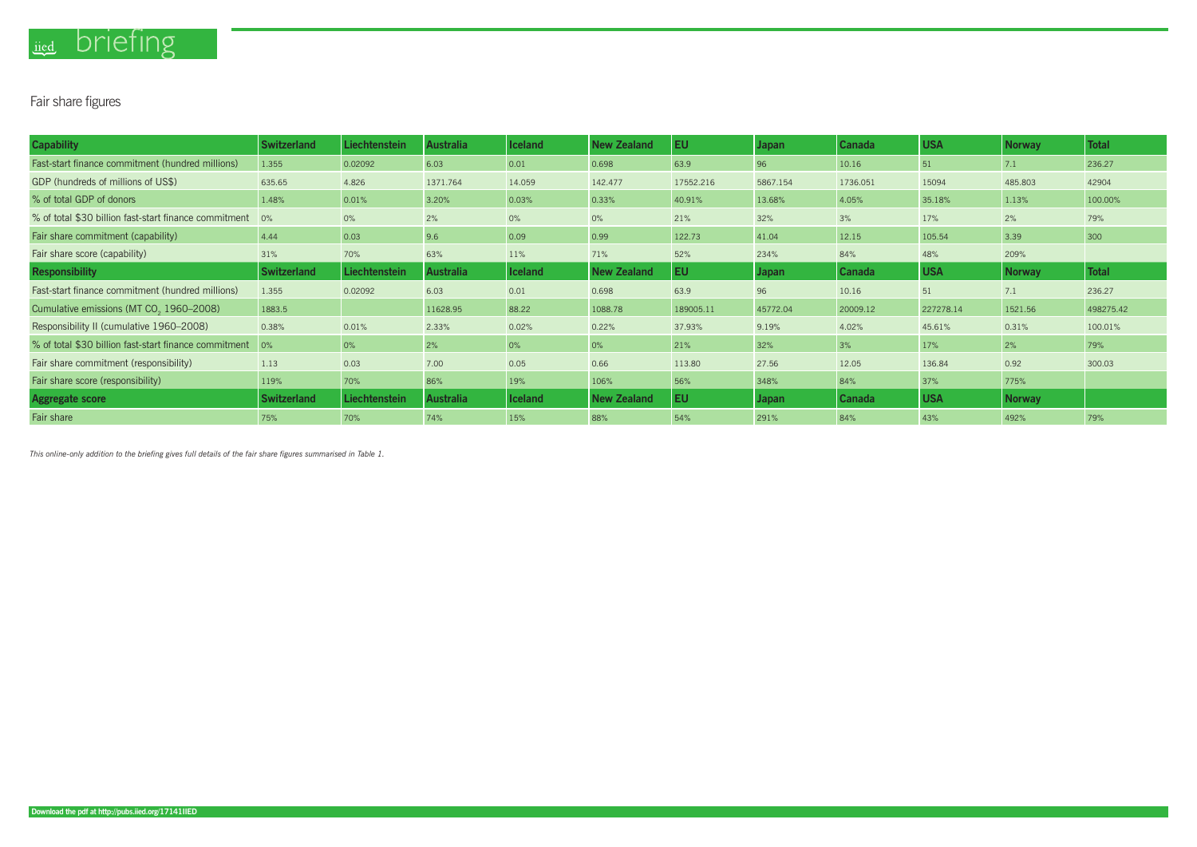## Fair share figures

| Capability | Switzerland | Liechtenstein | Australia | Iceland | New Zealand | EU | Japan | Canada | USA | Norway | Total |
|---|---|---|---|---|---|---|---|---|---|---|---|
| Fast-start finance commitment (hundred millions) | 1.355 | 0.02092 | 6.03 | 0.01 | 0.698 | 63.9 | 96 | 10.16 | 51 | 7.1 | 236.27 |
| GDP (hundreds of millions of US$) | 635.65 | 4.826 | 1371.764 | 14.059 | 142.477 | 17552.216 | 5867.154 | 1736.051 | 15094 | 485.803 | 42904 |
| % of total GDP of donors | 1.48% | 0.01% | 3.20% | 0.03% | 0.33% | 40.91% | 13.68% | 4.05% | 35.18% | 1.13% | 100.00% |
| % of total $30 billion fast-start finance commitment | 0% | 0% | 2% | 0% | 0% | 21% | 32% | 3% | 17% | 2% | 79% |
| Fair share commitment (capability) | 4.44 | 0.03 | 9.6 | 0.09 | 0.99 | 122.73 | 41.04 | 12.15 | 105.54 | 3.39 | 300 |
| Fair share score (capability) | 31% | 70% | 63% | 11% | 71% | 52% | 234% | 84% | 48% | 209% | |
| **Responsibility** | **Switzerland** | **Liechtenstein** | **Australia** | **Iceland** | **New Zealand** | **EU** | **Japan** | **Canada** | **USA** | **Norway** | **Total** |
| Fast-start finance commitment (hundred millions) | 1.355 | 0.02092 | 6.03 | 0.01 | 0.698 | 63.9 | 96 | 10.16 | 51 | 7.1 | 236.27 |
| Cumulative emissions (MT $CO_2$ 1960–2008) | 1883.5 | | 11628.95 | 88.22 | 1088.78 | 189005.11 | 45772.04 | 20009.12 | 227278.14 | 1521.56 | 498275.42 |
| Responsibility II (cumulative 1960–2008) | 0.38% | 0.01% | 2.33% | 0.02% | 0.22% | 37.93% | 9.19% | 4.02% | 45.61% | 0.31% | 100.01% |
| % of total $30 billion fast-start finance commitment | 0% | 0% | 2% | 0% | 0% | 21% | 32% | 3% | 17% | 2% | 79% |
| Fair share commitment (responsibility) | 1.13 | 0.03 | 7.00 | 0.05 | 0.66 | 113.80 | 27.56 | 12.05 | 136.84 | 0.92 | 300.03 |
| Fair share score (responsibility) | 119% | 70% | 86% | 19% | 106% | 56% | 348% | 84% | 37% | 775% | |
| **Aggregate score** | **Switzerland** | **Liechtenstein** | **Australia** | **Iceland** | **New Zealand** | **EU** | **Japan** | **Canada** | **USA** | **Norway** | |
| Fair share | 75% | 70% | 74% | 15% | 88% | 54% | 291% | 84% | 43% | 492% | 79% |

*This online-only addition to the briefing gives full details of the fair share figures summarised in Table 1.*

**Download the pdf at http://pubs.iied.org/17141IIED**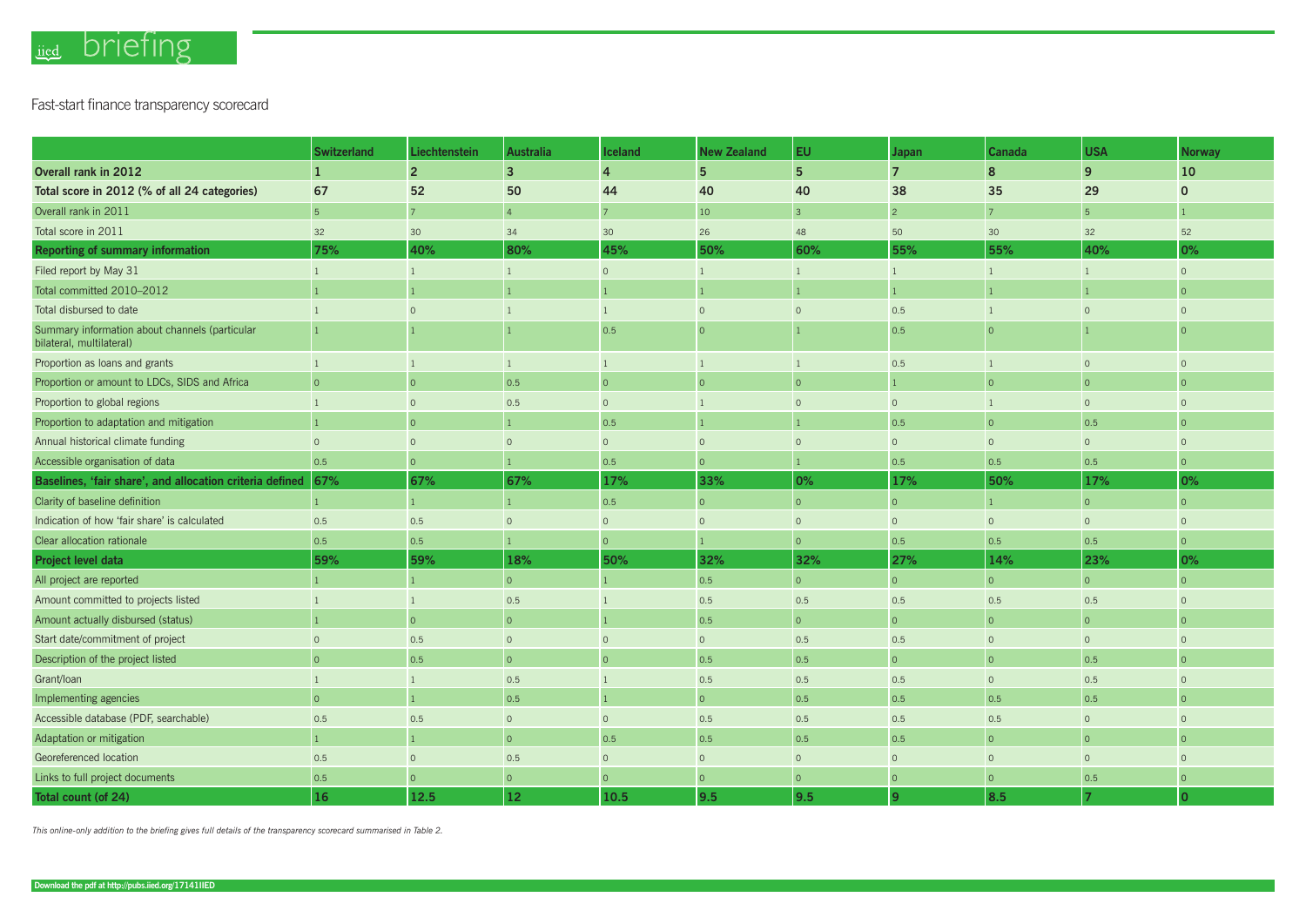Fast-start finance transparency scorecard

| | Switzerland | Liechtenstein | Australia | Iceland | New Zealand | EU | Japan | Canada | USA | Norway |
|---|---|---|---|---|---|---|---|---|---|---|
| **Overall rank in 2012** | **1** | **2** | **3** | **4** | **5** | **5** | **7** | **8** | **9** | **10** |
| **Total score in 2012 (% of all 24 categories)** | **67** | **52** | **50** | **44** | **40** | **40** | **38** | **35** | **29** | **0** |
| Overall rank in 2011 | 5 | 7 | 4 | 7 | 10 | 3 | 2 | 7 | 5 | 1 |
| Total score in 2011 | 32 | 30 | 34 | 30 | 26 | 48 | 50 | 30 | 32 | 52 |
| **Reporting of summary information** | **75%** | **40%** | **80%** | **45%** | **50%** | **60%** | **55%** | **55%** | **40%** | **0%** |
| Filed report by May 31 | 1 | 1 | 1 | 0 | 1 | 1 | 1 | 1 | 1 | 0 |
| Total committed 2010–2012 | 1 | 1 | 1 | 1 | 1 | 1 | 1 | 1 | 1 | 0 |
| Total disbursed to date | 1 | 0 | 1 | 1 | 0 | 0 | 0.5 | 1 | 0 | 0 |
| Summary information about channels (particular bilateral, multilateral) | 1 | 1 | 1 | 0.5 | 0 | 1 | 0.5 | 0 | 1 | 0 |
| Proportion as loans and grants | 1 | 1 | 1 | 1 | 1 | 1 | 0.5 | 1 | 0 | 0 |
| Proportion or amount to LDCs, SIDS and Africa | 0 | 0 | 0.5 | 0 | 0 | 0 | 1 | 0 | 0 | 0 |
| Proportion to global regions | 1 | 0 | 0.5 | 0 | 1 | 0 | 0 | 1 | 0 | 0 |
| Proportion to adaptation and mitigation | 1 | 0 | 1 | 0.5 | 1 | 1 | 0.5 | 0 | 0.5 | 0 |
| Annual historical climate funding | 0 | 0 | 0 | 0 | 0 | 0 | 0 | 0 | 0 | 0 |
| Accessible organisation of data | 0.5 | 0 | 1 | 0.5 | 0 | 1 | 0.5 | 0.5 | 0.5 | 0 |
| **Baselines, 'fair share', and allocation criteria defined** | **67%** | **67%** | **67%** | **17%** | **33%** | **0%** | **17%** | **50%** | **17%** | **0%** |
| Clarity of baseline definition | 1 | 1 | 1 | 0.5 | 0 | 0 | 0 | 1 | 0 | 0 |
| Indication of how 'fair share' is calculated | 0.5 | 0.5 | 0 | 0 | 0 | 0 | 0 | 0 | 0 | 0 |
| Clear allocation rationale | 0.5 | 0.5 | 1 | 0 | 1 | 0 | 0.5 | 0.5 | 0.5 | 0 |
| **Project level data** | **59%** | **59%** | **18%** | **50%** | **32%** | **32%** | **27%** | **14%** | **23%** | **0%** |
| All project are reported | 1 | 1 | 0 | 1 | 0.5 | 0 | 0 | 0 | 0 | 0 |
| Amount committed to projects listed | 1 | 1 | 0.5 | 1 | 0.5 | 0.5 | 0.5 | 0.5 | 0.5 | 0 |
| Amount actually disbursed (status) | 1 | 0 | 0 | 1 | 0.5 | 0 | 0 | 0 | 0 | 0 |
| Start date/commitment of project | 0 | 0.5 | 0 | 0 | 0 | 0.5 | 0.5 | 0 | 0 | 0 |
| Description of the project listed | 0 | 0.5 | 0 | 0 | 0.5 | 0.5 | 0 | 0 | 0.5 | 0 |
| Grant/loan | 1 | 1 | 0.5 | 1 | 0.5 | 0.5 | 0.5 | 0 | 0.5 | 0 |
| Implementing agencies | 0 | 1 | 0.5 | 1 | 0 | 0.5 | 0.5 | 0.5 | 0.5 | 0 |
| Accessible database (PDF, searchable) | 0.5 | 0.5 | 0 | 0 | 0.5 | 0.5 | 0.5 | 0.5 | 0 | 0 |
| Adaptation or mitigation | 1 | 1 | 0 | 0.5 | 0.5 | 0.5 | 0.5 | 0 | 0 | 0 |
| Georeferenced location | 0.5 | 0 | 0.5 | 0 | 0 | 0 | 0 | 0 | 0 | 0 |
| Links to full project documents | 0.5 | 0 | 0 | 0 | 0 | 0 | 0 | 0 | 0.5 | 0 |
| **Total count (of 24)** | **16** | **12.5** | **12** | **10.5** | **9.5** | **9.5** | **9** | **8.5** | **7** | **0** |

*This online-only addition to the briefing gives full details of the transparency scorecard summarised in Table 2.*

Download the pdf at http://pubs.iied.org/17141IIED